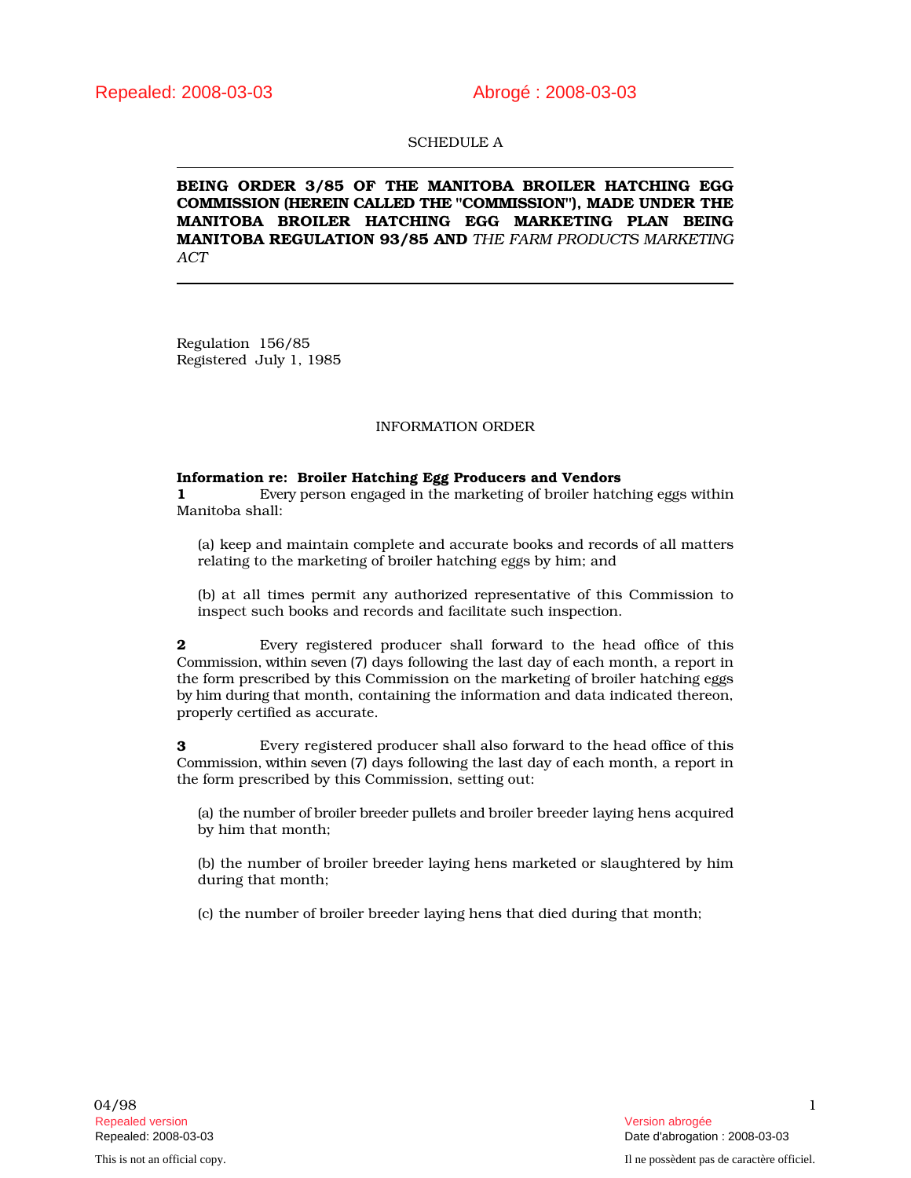Repealed: 2008-03-03 Abrogé : 2008-03-03

SCHEDULE A

**BEING ORDER 3/85 OF THE MANITOBA BROILER HATCHING EGG COMMISSION (HEREIN CALLED THE "COMMISSION"), MADE UNDER THE MANITOBA BROILER HATCHING EGG MARKETING PLAN BEING MANITOBA REGULATION 93/85 AND** *THE FARM PRODUCTS MARKETING ACT*

Regulation 156/85
Registered July 1, 1985

INFORMATION ORDER

**Information re: Broiler Hatching Egg Producers and Vendors**

**1** Every person engaged in the marketing of broiler hatching eggs within Manitoba shall:

(a) keep and maintain complete and accurate books and records of all matters relating to the marketing of broiler hatching eggs by him; and

(b) at all times permit any authorized representative of this Commission to inspect such books and records and facilitate such inspection.

**2** Every registered producer shall forward to the head office of this Commission, within seven (7) days following the last day of each month, a report in the form prescribed by this Commission on the marketing of broiler hatching eggs by him during that month, containing the information and data indicated thereon, properly certified as accurate.

**3** Every registered producer shall also forward to the head office of this Commission, within seven (7) days following the last day of each month, a report in the form prescribed by this Commission, setting out:

(a) the number of broiler breeder pullets and broiler breeder laying hens acquired by him that month;

(b) the number of broiler breeder laying hens marketed or slaughtered by him during that month;

(c) the number of broiler breeder laying hens that died during that month;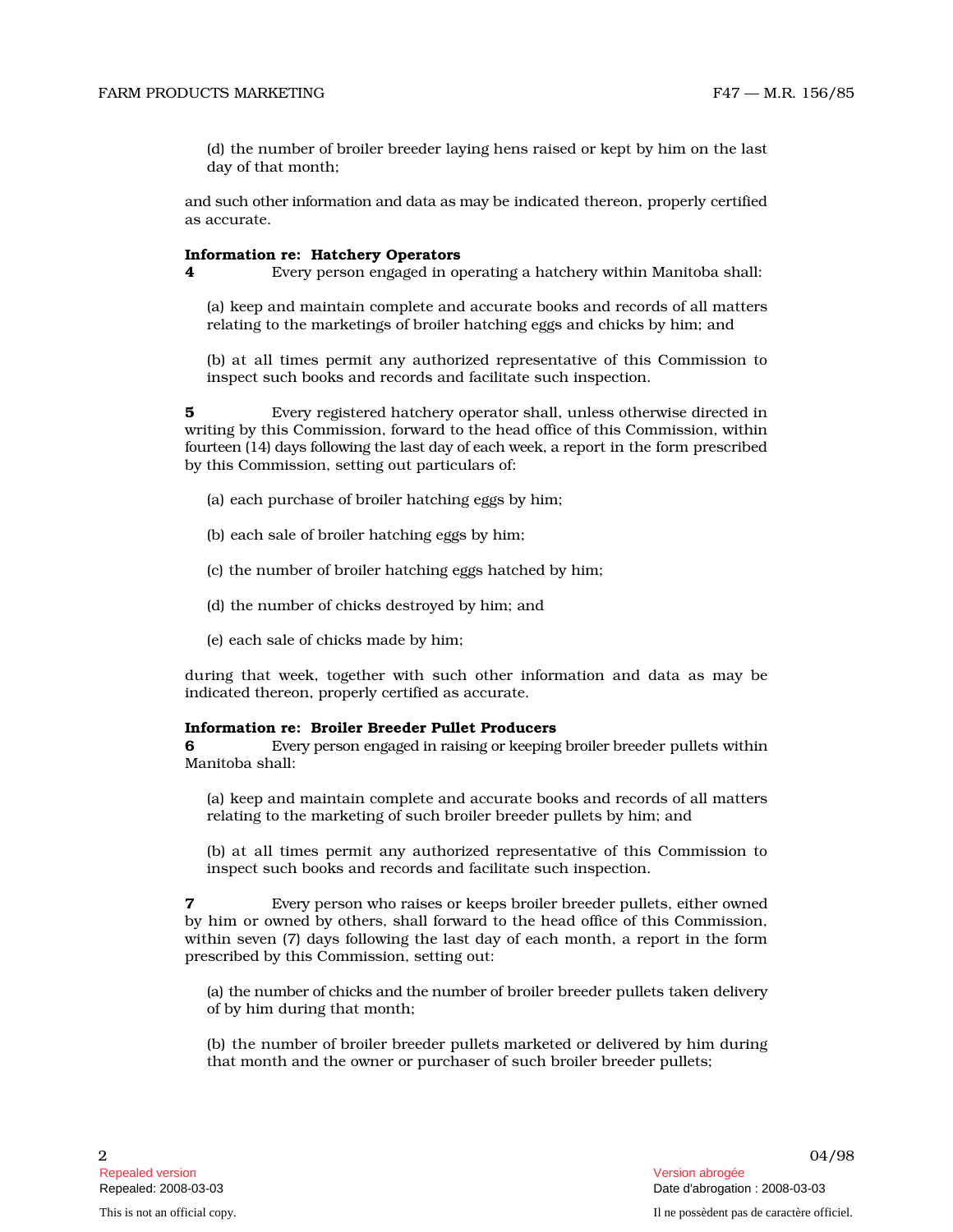(d) the number of broiler breeder laying hens raised or kept by him on the last day of that month;

and such other information and data as may be indicated thereon, properly certified as accurate.

**Information re: Hatchery Operators**

**4** Every person engaged in operating a hatchery within Manitoba shall:

(a) keep and maintain complete and accurate books and records of all matters relating to the marketings of broiler hatching eggs and chicks by him; and

(b) at all times permit any authorized representative of this Commission to inspect such books and records and facilitate such inspection.

**5** Every registered hatchery operator shall, unless otherwise directed in writing by this Commission, forward to the head office of this Commission, within fourteen (14) days following the last day of each week, a report in the form prescribed by this Commission, setting out particulars of:

(a) each purchase of broiler hatching eggs by him;

(b) each sale of broiler hatching eggs by him;

(c) the number of broiler hatching eggs hatched by him;

(d) the number of chicks destroyed by him; and

(e) each sale of chicks made by him;

during that week, together with such other information and data as may be indicated thereon, properly certified as accurate.

**Information re: Broiler Breeder Pullet Producers**

**6** Every person engaged in raising or keeping broiler breeder pullets within Manitoba shall:

(a) keep and maintain complete and accurate books and records of all matters relating to the marketing of such broiler breeder pullets by him; and

(b) at all times permit any authorized representative of this Commission to inspect such books and records and facilitate such inspection.

**7** Every person who raises or keeps broiler breeder pullets, either owned by him or owned by others, shall forward to the head office of this Commission, within seven (7) days following the last day of each month, a report in the form prescribed by this Commission, setting out:

(a) the number of chicks and the number of broiler breeder pullets taken delivery of by him during that month;

(b) the number of broiler breeder pullets marketed or delivered by him during that month and the owner or purchaser of such broiler breeder pullets;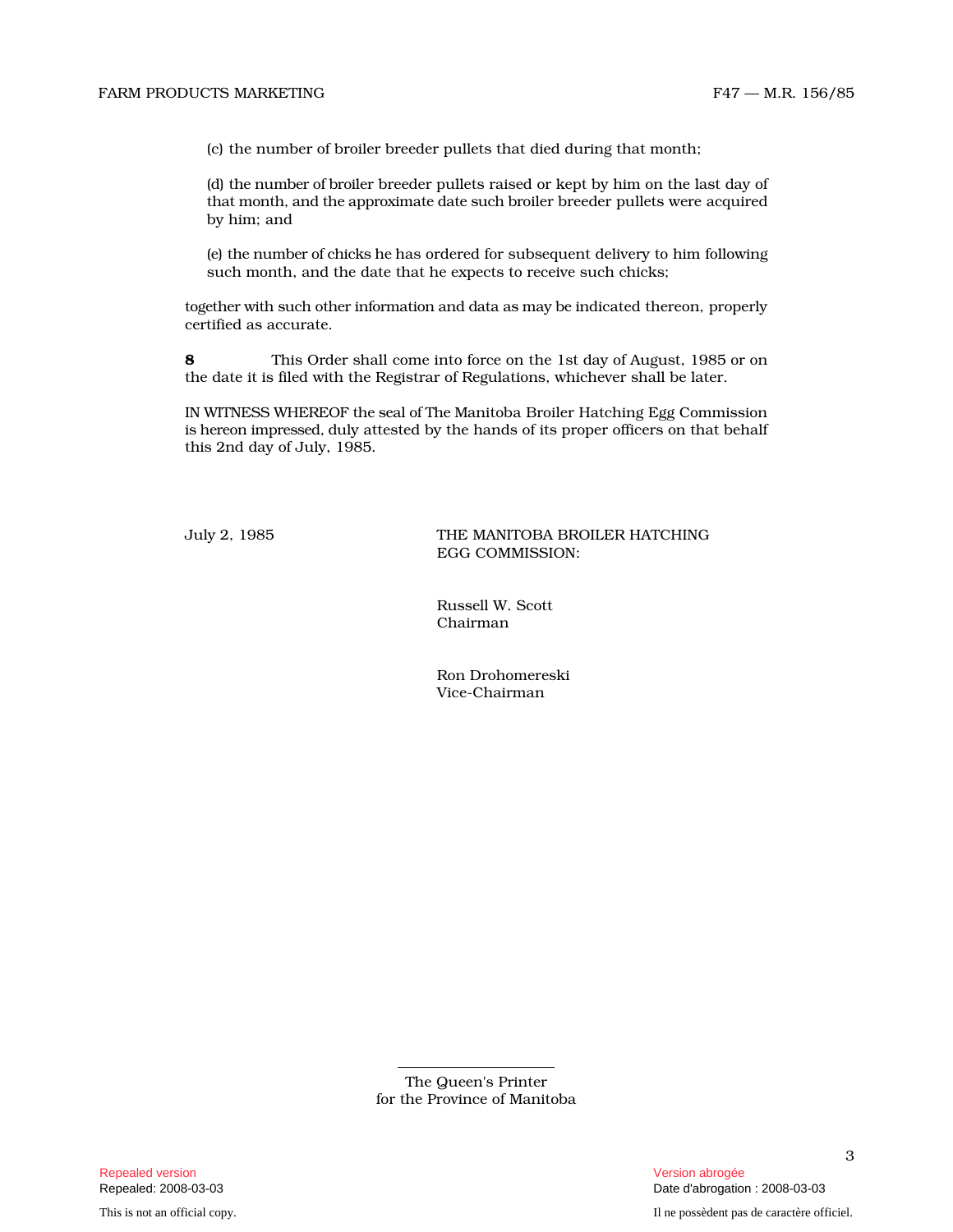(c) the number of broiler breeder pullets that died during that month;

(d) the number of broiler breeder pullets raised or kept by him on the last day of that month, and the approximate date such broiler breeder pullets were acquired by him; and

(e) the number of chicks he has ordered for subsequent delivery to him following such month, and the date that he expects to receive such chicks;

together with such other information and data as may be indicated thereon, properly certified as accurate.

**8** This Order shall come into force on the 1st day of August, 1985 or on the date it is filed with the Registrar of Regulations, whichever shall be later.

IN WITNESS WHEREOF the seal of The Manitoba Broiler Hatching Egg Commission is hereon impressed, duly attested by the hands of its proper officers on that behalf this 2nd day of July, 1985.

July 2, 1985

THE MANITOBA BROILER HATCHING EGG COMMISSION:

Russell W. Scott
Chairman

Ron Drohomereski
Vice-Chairman

The Queen's Printer
for the Province of Manitoba

Repealed version
Repealed: 2008-03-03

Version abrogée
Date d'abrogation : 2008-03-03

This is not an official copy.

Il ne possèdent pas de caractère officiel.